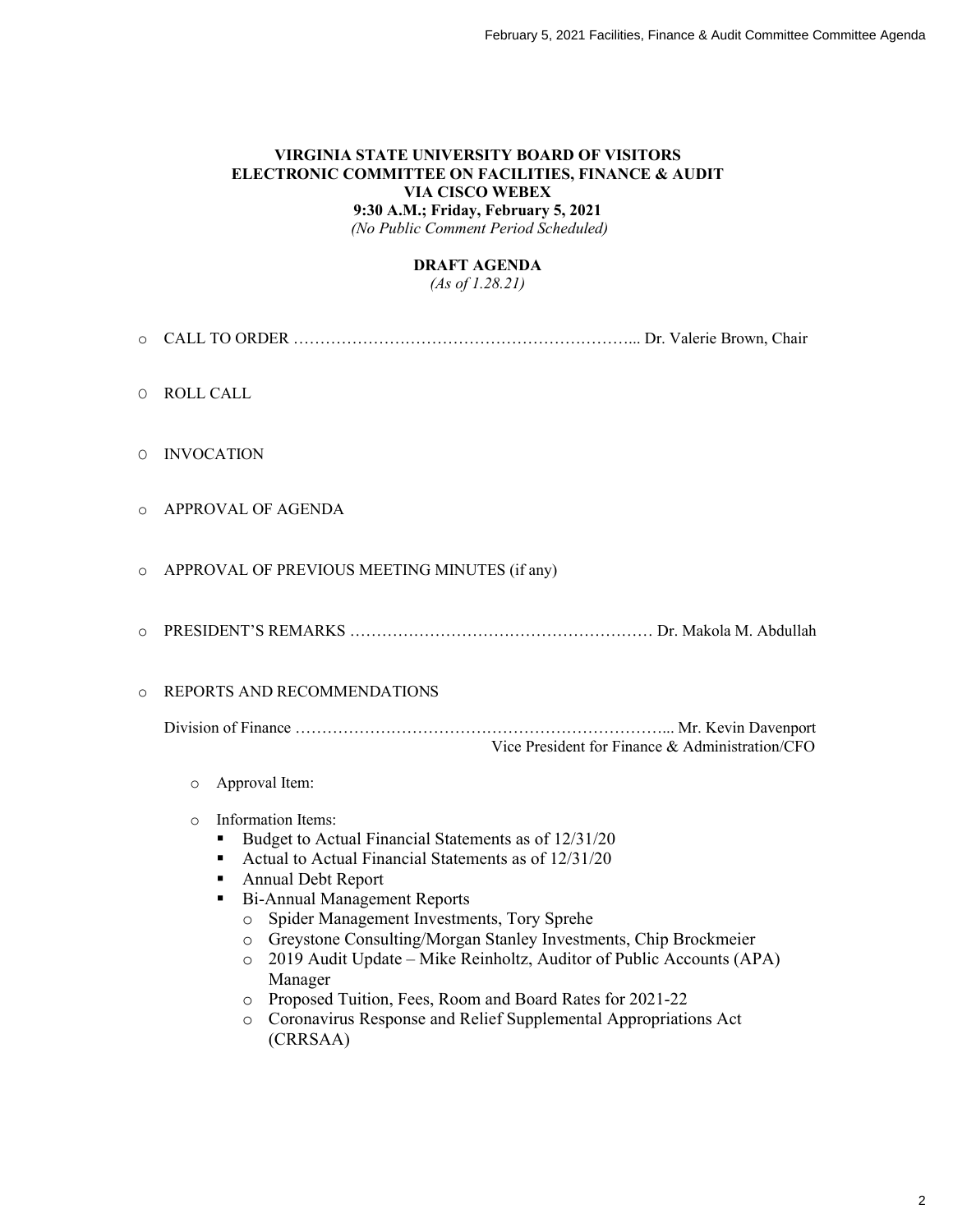# VIRGINIA STATE UNIVERSITY BOARD OF VISITORS
## ELECTRONIC COMMITTEE ON FACILITIES, FINANCE & AUDIT
### VIA CISCO WEBEX
**9:30 A.M.; Friday, February 5, 2021**

*(No Public Comment Period Scheduled)*

**DRAFT AGENDA**

*(As of 1.28.21)*

- CALL TO ORDER ………………………………………………………... Dr. Valerie Brown, Chair
- ROLL CALL
- INVOCATION
- APPROVAL OF AGENDA
- APPROVAL OF PREVIOUS MEETING MINUTES (if any)
- PRESIDENT'S REMARKS ………………………………………………… Dr. Makola M. Abdullah
- REPORTS AND RECOMMENDATIONS

  Division of Finance ……………………………………………………………... Mr. Kevin Davenport
  Vice President for Finance & Administration/CFO

  - Approval Item:
  - Information Items:
    - Budget to Actual Financial Statements as of 12/31/20
    - Actual to Actual Financial Statements as of 12/31/20
    - Annual Debt Report
    - Bi-Annual Management Reports
      - Spider Management Investments, Tory Sprehe
      - Greystone Consulting/Morgan Stanley Investments, Chip Brockmeier
      - 2019 Audit Update – Mike Reinholtz, Auditor of Public Accounts (APA) Manager
      - Proposed Tuition, Fees, Room and Board Rates for 2021-22
      - Coronavirus Response and Relief Supplemental Appropriations Act (CRRSAA)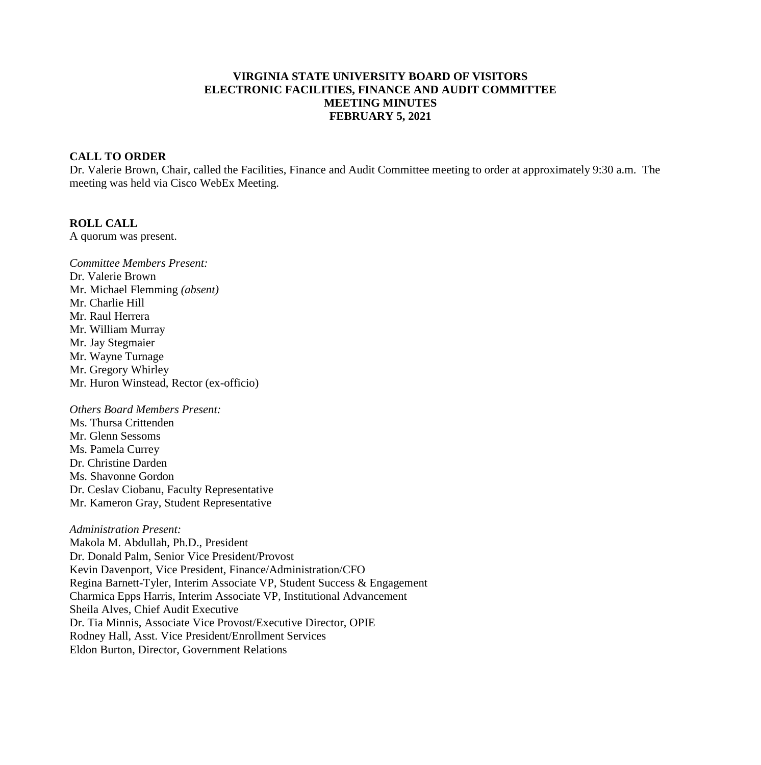**VIRGINIA STATE UNIVERSITY BOARD OF VISITORS**
**ELECTRONIC FACILITIES, FINANCE AND AUDIT COMMITTEE**
**MEETING MINUTES**
**FEBRUARY 5, 2021**

**CALL TO ORDER**

Dr. Valerie Brown, Chair, called the Facilities, Finance and Audit Committee meeting to order at approximately 9:30 a.m. The meeting was held via Cisco WebEx Meeting.

**ROLL CALL**

A quorum was present.

*Committee Members Present:*
Dr. Valerie Brown
Mr. Michael Flemming *(absent)*
Mr. Charlie Hill
Mr. Raul Herrera
Mr. William Murray
Mr. Jay Stegmaier
Mr. Wayne Turnage
Mr. Gregory Whirley
Mr. Huron Winstead, Rector (ex-officio)

*Others Board Members Present:*
Ms. Thursa Crittenden
Mr. Glenn Sessoms
Ms. Pamela Currey
Dr. Christine Darden
Ms. Shavonne Gordon
Dr. Ceslav Ciobanu, Faculty Representative
Mr. Kameron Gray, Student Representative

*Administration Present:*
Makola M. Abdullah, Ph.D., President
Dr. Donald Palm, Senior Vice President/Provost
Kevin Davenport, Vice President, Finance/Administration/CFO
Regina Barnett-Tyler, Interim Associate VP, Student Success & Engagement
Charmica Epps Harris, Interim Associate VP, Institutional Advancement
Sheila Alves, Chief Audit Executive
Dr. Tia Minnis, Associate Vice Provost/Executive Director, OPIE
Rodney Hall, Asst. Vice President/Enrollment Services
Eldon Burton, Director, Government Relations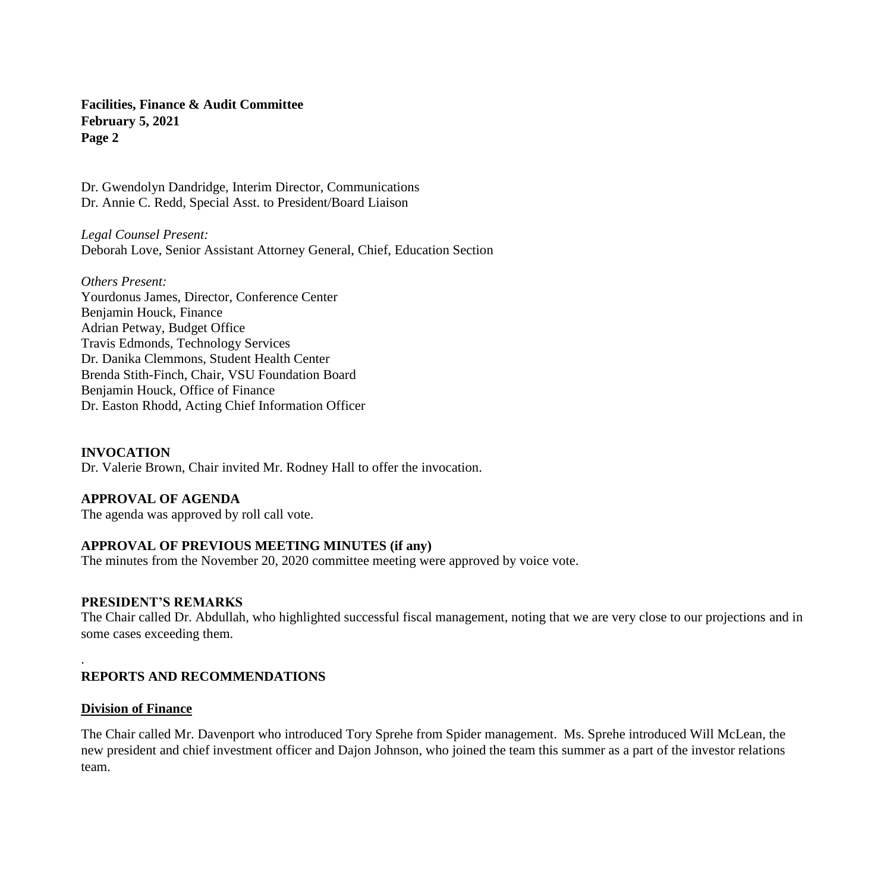Dr. Gwendolyn Dandridge, Interim Director, Communications
Dr. Annie C. Redd, Special Asst. to President/Board Liaison

*Legal Counsel Present:*
Deborah Love, Senior Assistant Attorney General, Chief, Education Section

*Others Present:*
Yourdonus James, Director, Conference Center
Benjamin Houck, Finance
Adrian Petway, Budget Office
Travis Edmonds, Technology Services
Dr. Danika Clemmons, Student Health Center
Brenda Stith-Finch, Chair, VSU Foundation Board
Benjamin Houck, Office of Finance
Dr. Easton Rhodd, Acting Chief Information Officer

**INVOCATION**
Dr. Valerie Brown, Chair invited Mr. Rodney Hall to offer the invocation.

**APPROVAL OF AGENDA**
The agenda was approved by roll call vote.

**APPROVAL OF PREVIOUS MEETING MINUTES (if any)**
The minutes from the November 20, 2020 committee meeting were approved by voice vote.

**PRESIDENT'S REMARKS**
The Chair called Dr. Abdullah, who highlighted successful fiscal management, noting that we are very close to our projections and in some cases exceeding them.

.

**REPORTS AND RECOMMENDATIONS**

**Division of Finance**

The Chair called Mr. Davenport who introduced Tory Sprehe from Spider management. Ms. Sprehe introduced Will McLean, the new president and chief investment officer and Dajon Johnson, who joined the team this summer as a part of the investor relations team.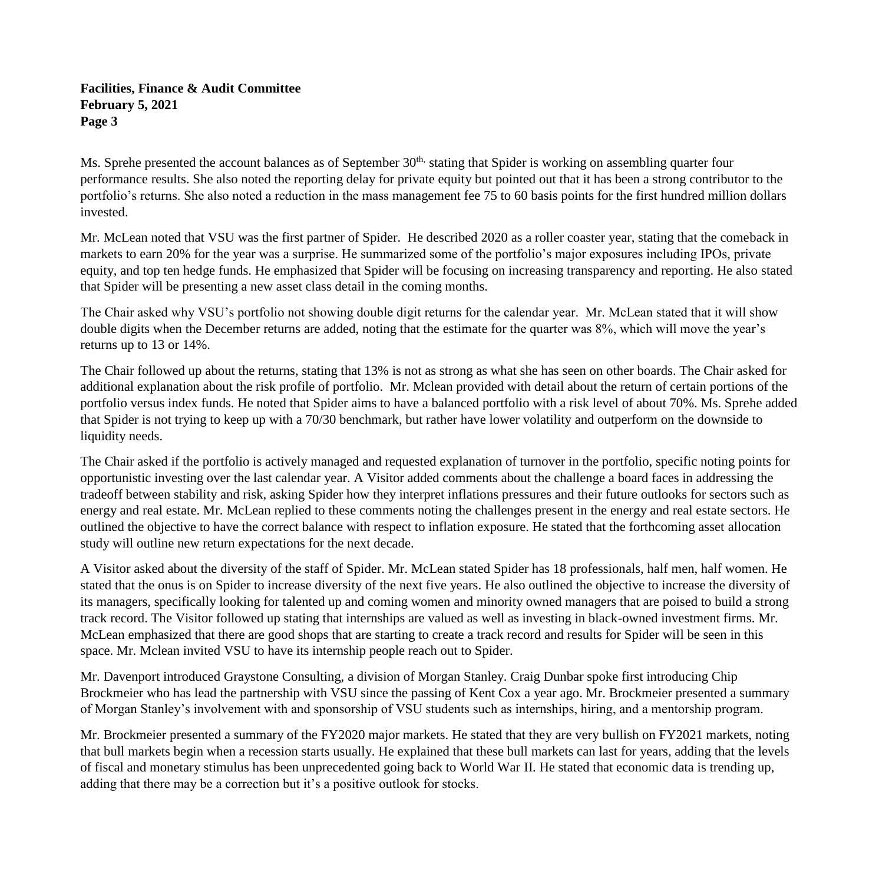Ms. Sprehe presented the account balances as of September 30th, stating that Spider is working on assembling quarter four performance results. She also noted the reporting delay for private equity but pointed out that it has been a strong contributor to the portfolio's returns. She also noted a reduction in the mass management fee 75 to 60 basis points for the first hundred million dollars invested.

Mr. McLean noted that VSU was the first partner of Spider. He described 2020 as a roller coaster year, stating that the comeback in markets to earn 20% for the year was a surprise. He summarized some of the portfolio's major exposures including IPOs, private equity, and top ten hedge funds. He emphasized that Spider will be focusing on increasing transparency and reporting. He also stated that Spider will be presenting a new asset class detail in the coming months.

The Chair asked why VSU's portfolio not showing double digit returns for the calendar year. Mr. McLean stated that it will show double digits when the December returns are added, noting that the estimate for the quarter was 8%, which will move the year's returns up to 13 or 14%.

The Chair followed up about the returns, stating that 13% is not as strong as what she has seen on other boards. The Chair asked for additional explanation about the risk profile of portfolio. Mr. Mclean provided with detail about the return of certain portions of the portfolio versus index funds. He noted that Spider aims to have a balanced portfolio with a risk level of about 70%. Ms. Sprehe added that Spider is not trying to keep up with a 70/30 benchmark, but rather have lower volatility and outperform on the downside to liquidity needs.

The Chair asked if the portfolio is actively managed and requested explanation of turnover in the portfolio, specific noting points for opportunistic investing over the last calendar year. A Visitor added comments about the challenge a board faces in addressing the tradeoff between stability and risk, asking Spider how they interpret inflations pressures and their future outlooks for sectors such as energy and real estate. Mr. McLean replied to these comments noting the challenges present in the energy and real estate sectors. He outlined the objective to have the correct balance with respect to inflation exposure. He stated that the forthcoming asset allocation study will outline new return expectations for the next decade.

A Visitor asked about the diversity of the staff of Spider. Mr. McLean stated Spider has 18 professionals, half men, half women. He stated that the onus is on Spider to increase diversity of the next five years. He also outlined the objective to increase the diversity of its managers, specifically looking for talented up and coming women and minority owned managers that are poised to build a strong track record. The Visitor followed up stating that internships are valued as well as investing in black-owned investment firms. Mr. McLean emphasized that there are good shops that are starting to create a track record and results for Spider will be seen in this space. Mr. Mclean invited VSU to have its internship people reach out to Spider.

Mr. Davenport introduced Graystone Consulting, a division of Morgan Stanley. Craig Dunbar spoke first introducing Chip Brockmeier who has lead the partnership with VSU since the passing of Kent Cox a year ago. Mr. Brockmeier presented a summary of Morgan Stanley's involvement with and sponsorship of VSU students such as internships, hiring, and a mentorship program.

Mr. Brockmeier presented a summary of the FY2020 major markets. He stated that they are very bullish on FY2021 markets, noting that bull markets begin when a recession starts usually. He explained that these bull markets can last for years, adding that the levels of fiscal and monetary stimulus has been unprecedented going back to World War II. He stated that economic data is trending up, adding that there may be a correction but it's a positive outlook for stocks.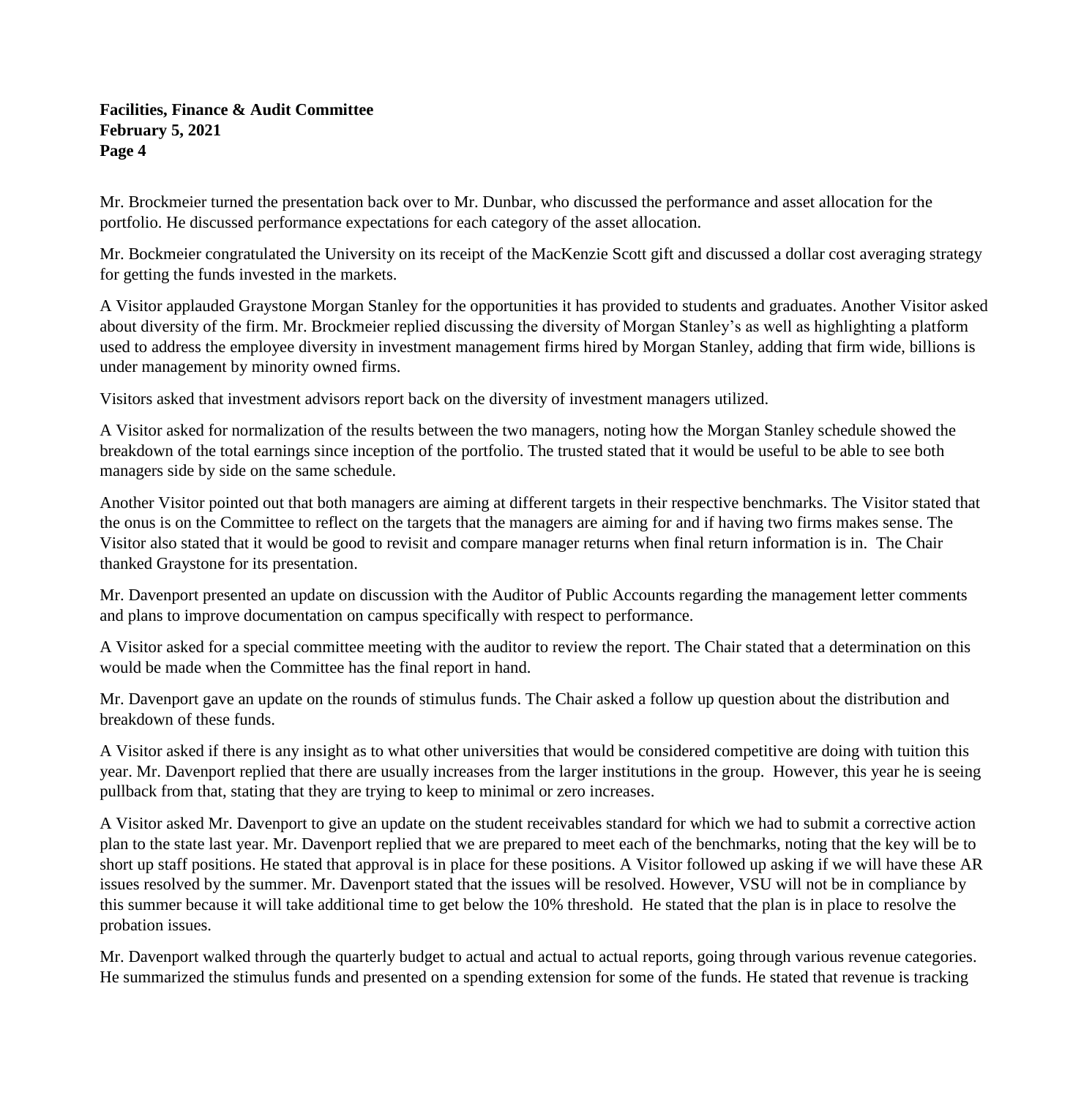Mr. Brockmeier turned the presentation back over to Mr. Dunbar, who discussed the performance and asset allocation for the portfolio. He discussed performance expectations for each category of the asset allocation.

Mr. Bockmeier congratulated the University on its receipt of the MacKenzie Scott gift and discussed a dollar cost averaging strategy for getting the funds invested in the markets.

A Visitor applauded Graystone Morgan Stanley for the opportunities it has provided to students and graduates. Another Visitor asked about diversity of the firm. Mr. Brockmeier replied discussing the diversity of Morgan Stanley's as well as highlighting a platform used to address the employee diversity in investment management firms hired by Morgan Stanley, adding that firm wide, billions is under management by minority owned firms.

Visitors asked that investment advisors report back on the diversity of investment managers utilized.

A Visitor asked for normalization of the results between the two managers, noting how the Morgan Stanley schedule showed the breakdown of the total earnings since inception of the portfolio. The trusted stated that it would be useful to be able to see both managers side by side on the same schedule.

Another Visitor pointed out that both managers are aiming at different targets in their respective benchmarks. The Visitor stated that the onus is on the Committee to reflect on the targets that the managers are aiming for and if having two firms makes sense. The Visitor also stated that it would be good to revisit and compare manager returns when final return information is in. The Chair thanked Graystone for its presentation.

Mr. Davenport presented an update on discussion with the Auditor of Public Accounts regarding the management letter comments and plans to improve documentation on campus specifically with respect to performance.

A Visitor asked for a special committee meeting with the auditor to review the report. The Chair stated that a determination on this would be made when the Committee has the final report in hand.

Mr. Davenport gave an update on the rounds of stimulus funds. The Chair asked a follow up question about the distribution and breakdown of these funds.

A Visitor asked if there is any insight as to what other universities that would be considered competitive are doing with tuition this year. Mr. Davenport replied that there are usually increases from the larger institutions in the group. However, this year he is seeing pullback from that, stating that they are trying to keep to minimal or zero increases.

A Visitor asked Mr. Davenport to give an update on the student receivables standard for which we had to submit a corrective action plan to the state last year. Mr. Davenport replied that we are prepared to meet each of the benchmarks, noting that the key will be to short up staff positions. He stated that approval is in place for these positions. A Visitor followed up asking if we will have these AR issues resolved by the summer. Mr. Davenport stated that the issues will be resolved. However, VSU will not be in compliance by this summer because it will take additional time to get below the 10% threshold. He stated that the plan is in place to resolve the probation issues.

Mr. Davenport walked through the quarterly budget to actual and actual to actual reports, going through various revenue categories. He summarized the stimulus funds and presented on a spending extension for some of the funds. He stated that revenue is tracking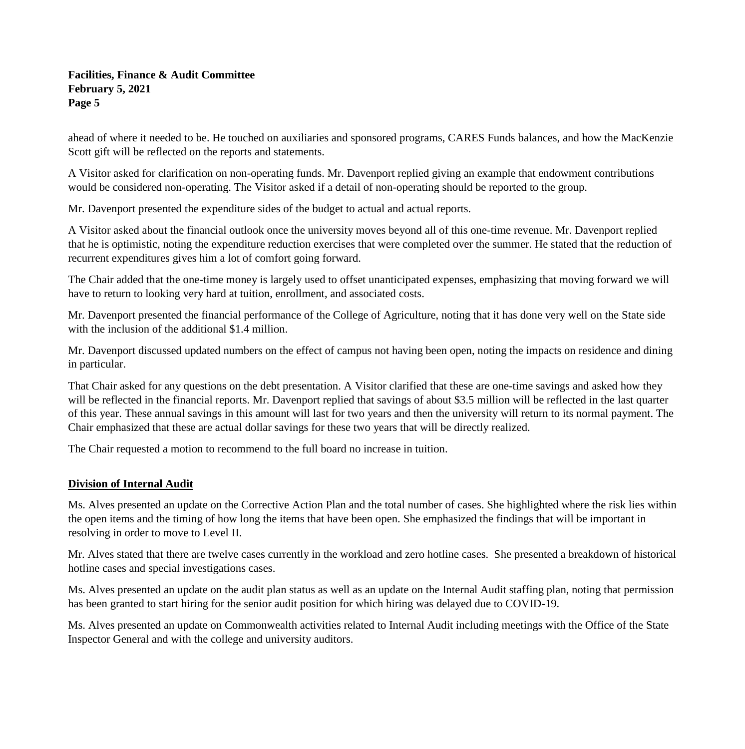ahead of where it needed to be. He touched on auxiliaries and sponsored programs, CARES Funds balances, and how the MacKenzie Scott gift will be reflected on the reports and statements.

A Visitor asked for clarification on non-operating funds. Mr. Davenport replied giving an example that endowment contributions would be considered non-operating. The Visitor asked if a detail of non-operating should be reported to the group.

Mr. Davenport presented the expenditure sides of the budget to actual and actual reports.

A Visitor asked about the financial outlook once the university moves beyond all of this one-time revenue. Mr. Davenport replied that he is optimistic, noting the expenditure reduction exercises that were completed over the summer. He stated that the reduction of recurrent expenditures gives him a lot of comfort going forward.

The Chair added that the one-time money is largely used to offset unanticipated expenses, emphasizing that moving forward we will have to return to looking very hard at tuition, enrollment, and associated costs.

Mr. Davenport presented the financial performance of the College of Agriculture, noting that it has done very well on the State side with the inclusion of the additional $1.4 million.

Mr. Davenport discussed updated numbers on the effect of campus not having been open, noting the impacts on residence and dining in particular.

That Chair asked for any questions on the debt presentation. A Visitor clarified that these are one-time savings and asked how they will be reflected in the financial reports. Mr. Davenport replied that savings of about $3.5 million will be reflected in the last quarter of this year. These annual savings in this amount will last for two years and then the university will return to its normal payment. The Chair emphasized that these are actual dollar savings for these two years that will be directly realized.

The Chair requested a motion to recommend to the full board no increase in tuition.

## Division of Internal Audit

Ms. Alves presented an update on the Corrective Action Plan and the total number of cases. She highlighted where the risk lies within the open items and the timing of how long the items that have been open. She emphasized the findings that will be important in resolving in order to move to Level II.

Mr. Alves stated that there are twelve cases currently in the workload and zero hotline cases. She presented a breakdown of historical hotline cases and special investigations cases.

Ms. Alves presented an update on the audit plan status as well as an update on the Internal Audit staffing plan, noting that permission has been granted to start hiring for the senior audit position for which hiring was delayed due to COVID-19.

Ms. Alves presented an update on Commonwealth activities related to Internal Audit including meetings with the Office of the State Inspector General and with the college and university auditors.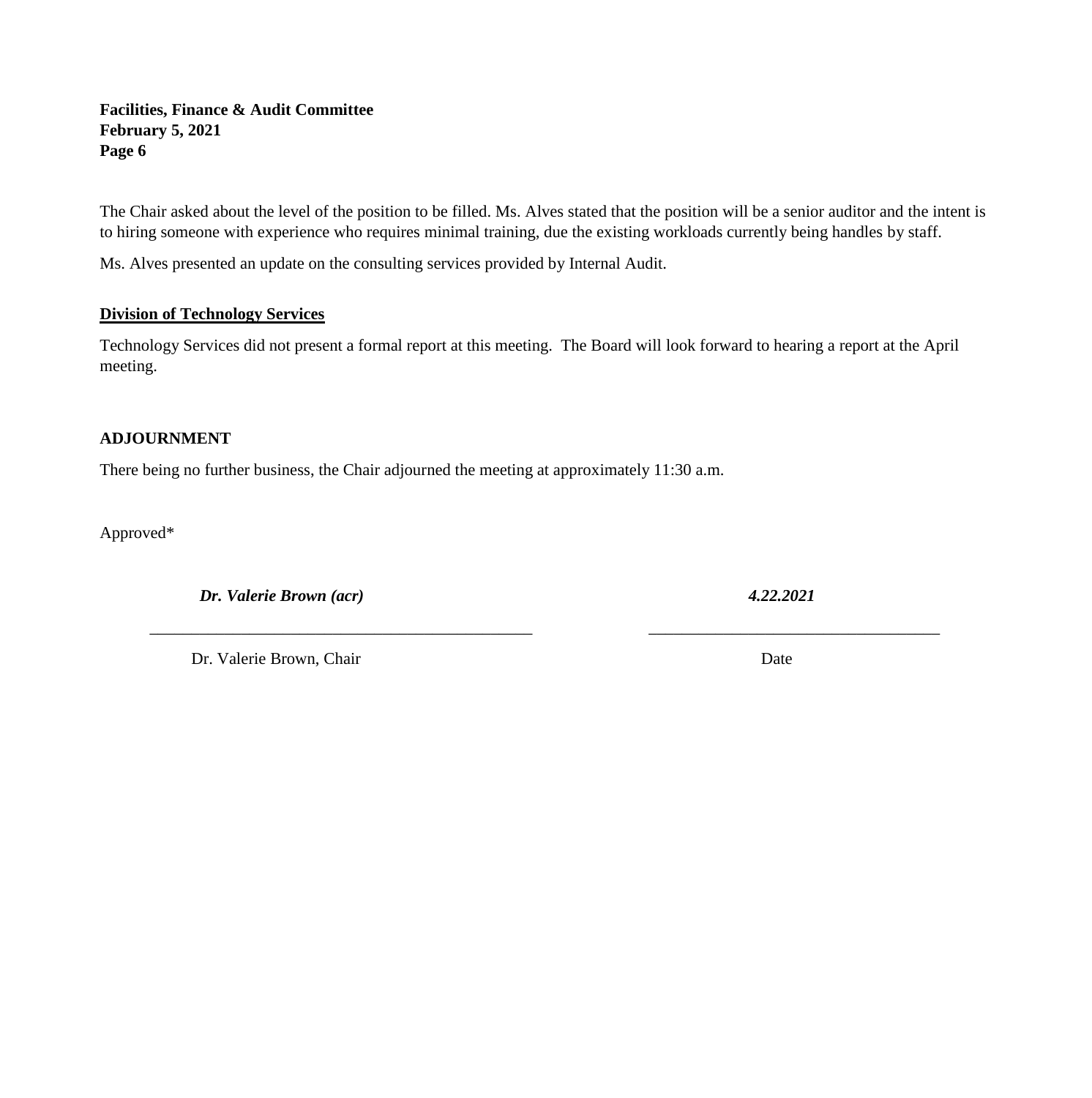The Chair asked about the level of the position to be filled. Ms. Alves stated that the position will be a senior auditor and the intent is to hiring someone with experience who requires minimal training, due the existing workloads currently being handles by staff.

Ms. Alves presented an update on the consulting services provided by Internal Audit.

**Division of Technology Services**

Technology Services did not present a formal report at this meeting. The Board will look forward to hearing a report at the April meeting.

**ADJOURNMENT**

There being no further business, the Chair adjourned the meeting at approximately 11:30 a.m.

Approved*

***Dr. Valerie Brown (acr)*** ***4.22.2021***

Dr. Valerie Brown, Chair Date